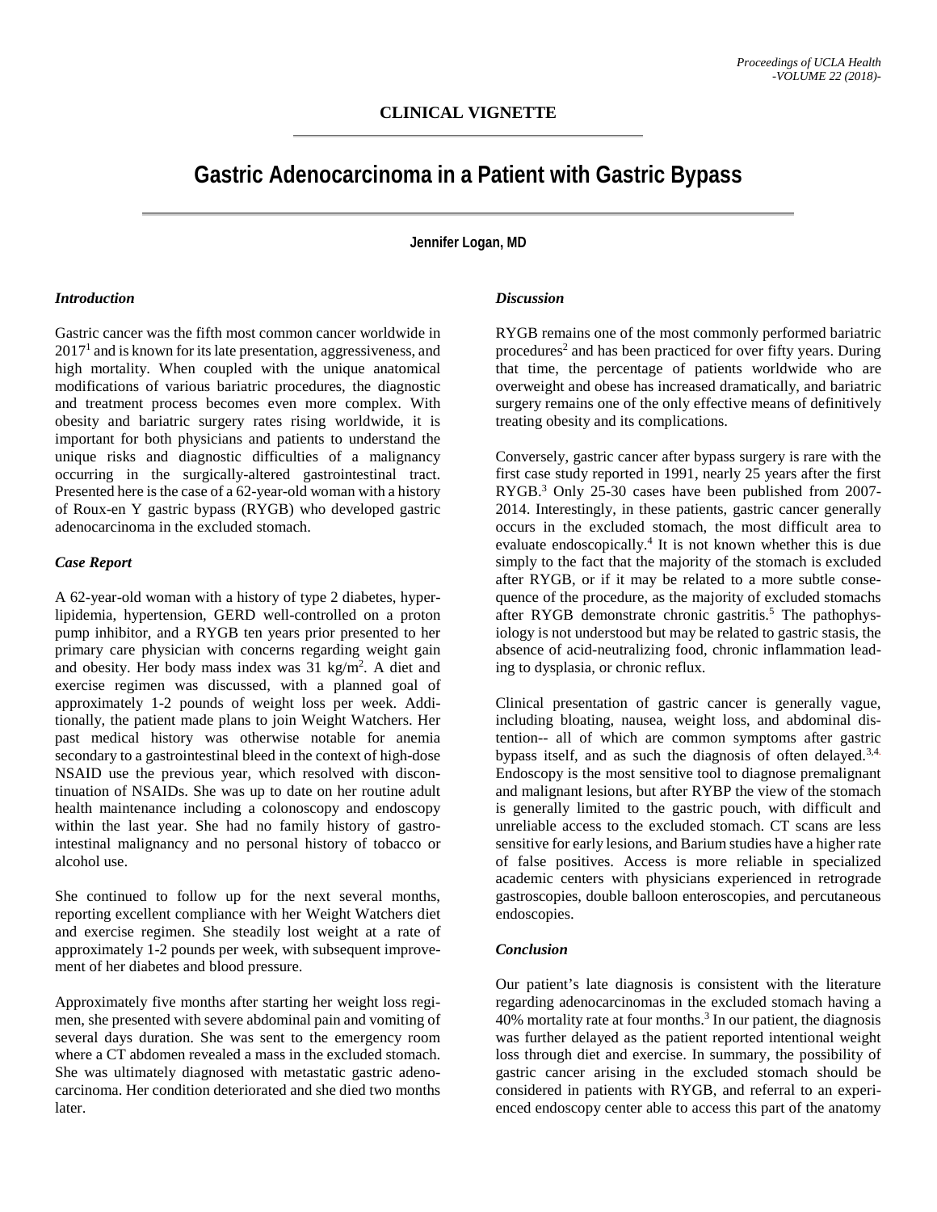CLINICAL VIGNETTE

# Gastric Adenocarcinoma in a Patient with Gastric Bypass

**Jennifer Logan, MD**

### *Introduction*

Gastric cancer was the fifth most common cancer worldwide in 2017[1] and is known for its late presentation, aggressiveness, and high mortality. When coupled with the unique anatomical modifications of various bariatric procedures, the diagnostic and treatment process becomes even more complex. With obesity and bariatric surgery rates rising worldwide, it is important for both physicians and patients to understand the unique risks and diagnostic difficulties of a malignancy occurring in the surgically-altered gastrointestinal tract. Presented here is the case of a 62-year-old woman with a history of Roux-en Y gastric bypass (RYGB) who developed gastric adenocarcinoma in the excluded stomach.

### *Case Report*

A 62-year-old woman with a history of type 2 diabetes, hyperlipidemia, hypertension, GERD well-controlled on a proton pump inhibitor, and a RYGB ten years prior presented to her primary care physician with concerns regarding weight gain and obesity. Her body mass index was 31 kg/m$^2$. A diet and exercise regimen was discussed, with a planned goal of approximately 1-2 pounds of weight loss per week. Additionally, the patient made plans to join Weight Watchers. Her past medical history was otherwise notable for anemia secondary to a gastrointestinal bleed in the context of high-dose NSAID use the previous year, which resolved with discontinuation of NSAIDs. She was up to date on her routine adult health maintenance including a colonoscopy and endoscopy within the last year. She had no family history of gastrointestinal malignancy and no personal history of tobacco or alcohol use.

She continued to follow up for the next several months, reporting excellent compliance with her Weight Watchers diet and exercise regimen. She steadily lost weight at a rate of approximately 1-2 pounds per week, with subsequent improvement of her diabetes and blood pressure.

Approximately five months after starting her weight loss regimen, she presented with severe abdominal pain and vomiting of several days duration. She was sent to the emergency room where a CT abdomen revealed a mass in the excluded stomach. She was ultimately diagnosed with metastatic gastric adenocarcinoma. Her condition deteriorated and she died two months later.

### *Discussion*

RYGB remains one of the most commonly performed bariatric procedures[2] and has been practiced for over fifty years. During that time, the percentage of patients worldwide who are overweight and obese has increased dramatically, and bariatric surgery remains one of the only effective means of definitively treating obesity and its complications.

Conversely, gastric cancer after bypass surgery is rare with the first case study reported in 1991, nearly 25 years after the first RYGB.[3] Only 25-30 cases have been published from 2007-2014. Interestingly, in these patients, gastric cancer generally occurs in the excluded stomach, the most difficult area to evaluate endoscopically.[4] It is not known whether this is due simply to the fact that the majority of the stomach is excluded after RYGB, or if it may be related to a more subtle consequence of the procedure, as the majority of excluded stomachs after RYGB demonstrate chronic gastritis.[5] The pathophysiology is not understood but may be related to gastric stasis, the absence of acid-neutralizing food, chronic inflammation leading to dysplasia, or chronic reflux.

Clinical presentation of gastric cancer is generally vague, including bloating, nausea, weight loss, and abdominal distention-- all of which are common symptoms after gastric bypass itself, and as such the diagnosis of often delayed.[3,4] Endoscopy is the most sensitive tool to diagnose premalignant and malignant lesions, but after RYBP the view of the stomach is generally limited to the gastric pouch, with difficult and unreliable access to the excluded stomach. CT scans are less sensitive for early lesions, and Barium studies have a higher rate of false positives. Access is more reliable in specialized academic centers with physicians experienced in retrograde gastroscopies, double balloon enteroscopies, and percutaneous endoscopies.

### *Conclusion*

Our patient's late diagnosis is consistent with the literature regarding adenocarcinomas in the excluded stomach having a 40% mortality rate at four months.[3] In our patient, the diagnosis was further delayed as the patient reported intentional weight loss through diet and exercise. In summary, the possibility of gastric cancer arising in the excluded stomach should be considered in patients with RYGB, and referral to an experienced endoscopy center able to access this part of the anatomy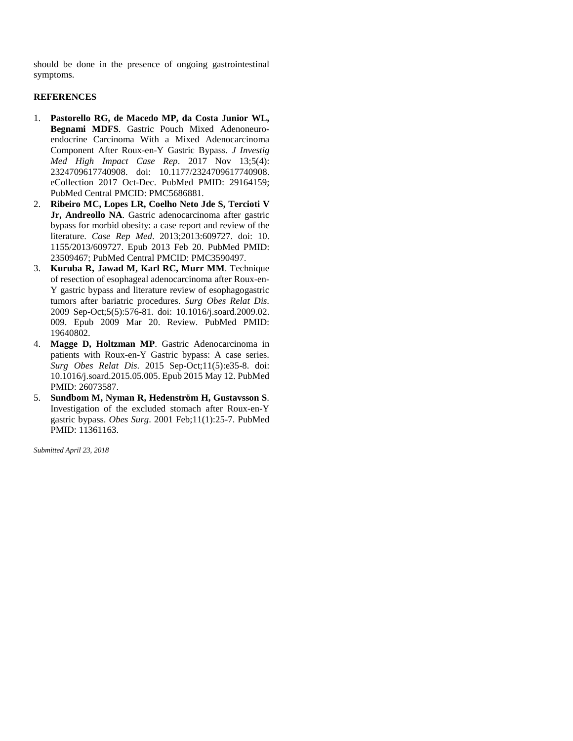should be done in the presence of ongoing gastrointestinal symptoms.

## REFERENCES

1. **Pastorello RG, de Macedo MP, da Costa Junior WL, Begnami MDFS**. Gastric Pouch Mixed Adenoneuro-endocrine Carcinoma With a Mixed Adenocarcinoma Component After Roux-en-Y Gastric Bypass. *J Investig Med High Impact Case Rep*. 2017 Nov 13;5(4): 2324709617740908. doi: 10.1177/2324709617740908. eCollection 2017 Oct-Dec. PubMed PMID: 29164159; PubMed Central PMCID: PMC5686881.
2. **Ribeiro MC, Lopes LR, Coelho Neto Jde S, Tercioti V Jr, Andreollo NA**. Gastric adenocarcinoma after gastric bypass for morbid obesity: a case report and review of the literature. *Case Rep Med*. 2013;2013:609727. doi: 10.1155/2013/609727. Epub 2013 Feb 20. PubMed PMID: 23509467; PubMed Central PMCID: PMC3590497.
3. **Kuruba R, Jawad M, Karl RC, Murr MM**. Technique of resection of esophageal adenocarcinoma after Roux-en-Y gastric bypass and literature review of esophagogastric tumors after bariatric procedures. *Surg Obes Relat Dis*. 2009 Sep-Oct;5(5):576-81. doi: 10.1016/j.soard.2009.02.009. Epub 2009 Mar 20. Review. PubMed PMID: 19640802.
4. **Magge D, Holtzman MP**. Gastric Adenocarcinoma in patients with Roux-en-Y Gastric bypass: A case series. *Surg Obes Relat Dis*. 2015 Sep-Oct;11(5):e35-8. doi: 10.1016/j.soard.2015.05.005. Epub 2015 May 12. PubMed PMID: 26073587.
5. **Sundbom M, Nyman R, Hedenström H, Gustavsson S**. Investigation of the excluded stomach after Roux-en-Y gastric bypass. *Obes Surg*. 2001 Feb;11(1):25-7. PubMed PMID: 11361163.

*Submitted April 23, 2018*